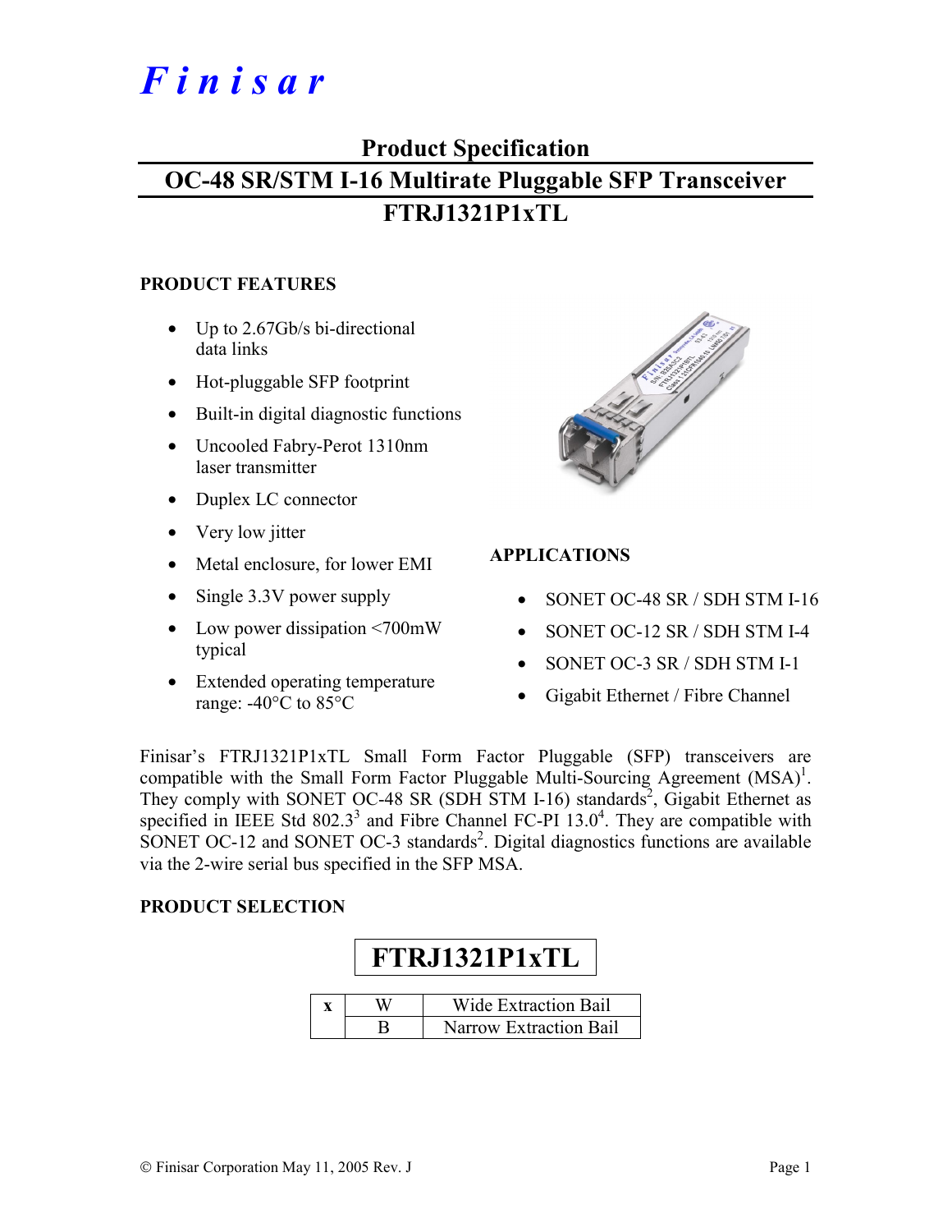# Finisar

## Product Specification

## OC-48 SR/STM I-16 Multirate Pluggable SFP Transceiver

## FTRJ1321P1xTL

### PRODUCT FEATURES

- Up to 2.67Gb/s bi-directional data links
- Hot-pluggable SFP footprint
- Built-in digital diagnostic functions
- Uncooled Fabry-Perot 1310nm laser transmitter
- Duplex LC connector
- Very low jitter
- Metal enclosure, for lower EMI
- Single 3.3V power supply
- Low power dissipation <700mW typical
- Extended operating temperature range: -40°C to 85°C

### APPLICATIONS

- SONET OC-48 SR / SDH STM I-16
- SONET OC-12 SR / SDH STM I-4
- SONET OC-3 SR / SDH STM I-1
- Gigabit Ethernet / Fibre Channel

Finisar's FTRJ1321P1xTL Small Form Factor Pluggable (SFP) transceivers are compatible with the Small Form Factor Pluggable Multi-Sourcing Agreement (MSA)[1]. They comply with SONET OC-48 SR (SDH STM I-16) standards[2], Gigabit Ethernet as specified in IEEE Std 802.3[3] and Fibre Channel FC-PI 13.0[4]. They are compatible with SONET OC-12 and SONET OC-3 standards[2]. Digital diagnostics functions are available via the 2-wire serial bus specified in the SFP MSA.

### PRODUCT SELECTION

**FTRJ1321P1xTL**

| x | | |
|---|---|---|
| | W | Wide Extraction Bail |
| | B | Narrow Extraction Bail |

© Finisar Corporation May 11, 2005 Rev. J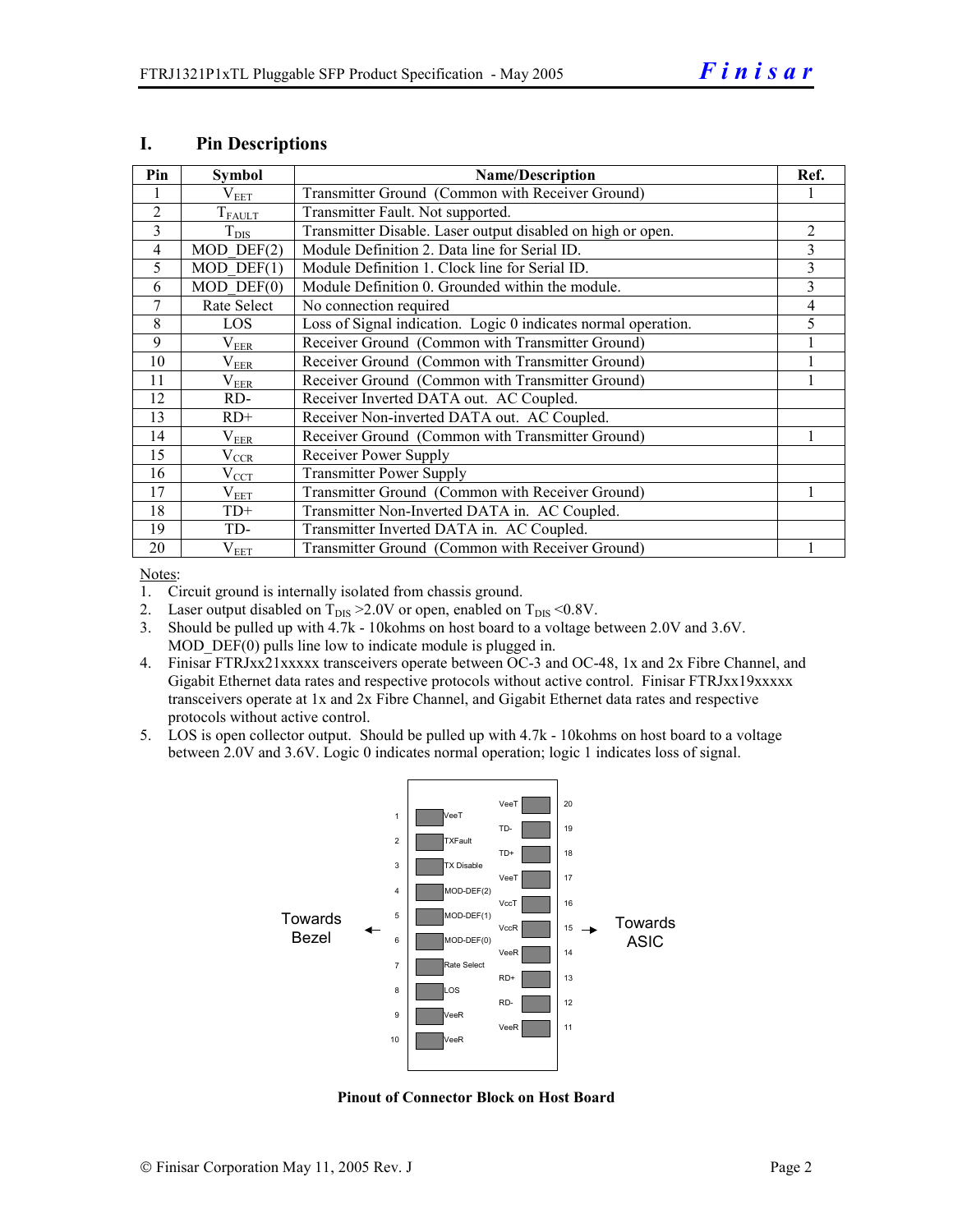## I. Pin Descriptions

| Pin | Symbol | Name/Description | Ref. |
|---|---|---|---|
| 1 | $V_{EET}$ | Transmitter Ground (Common with Receiver Ground) | 1 |
| 2 | $T_{FAULT}$ | Transmitter Fault. Not supported. | |
| 3 | $T_{DIS}$ | Transmitter Disable. Laser output disabled on high or open. | 2 |
| 4 | MOD_DEF(2) | Module Definition 2. Data line for Serial ID. | 3 |
| 5 | MOD_DEF(1) | Module Definition 1. Clock line for Serial ID. | 3 |
| 6 | MOD_DEF(0) | Module Definition 0. Grounded within the module. | 3 |
| 7 | Rate Select | No connection required | 4 |
| 8 | LOS | Loss of Signal indication. Logic 0 indicates normal operation. | 5 |
| 9 | $V_{EER}$ | Receiver Ground (Common with Transmitter Ground) | 1 |
| 10 | $V_{EER}$ | Receiver Ground (Common with Transmitter Ground) | 1 |
| 11 | $V_{EER}$ | Receiver Ground (Common with Transmitter Ground) | 1 |
| 12 | RD- | Receiver Inverted DATA out. AC Coupled. | |
| 13 | RD+ | Receiver Non-inverted DATA out. AC Coupled. | |
| 14 | $V_{EER}$ | Receiver Ground (Common with Transmitter Ground) | 1 |
| 15 | $V_{CCR}$ | Receiver Power Supply | |
| 16 | $V_{CCT}$ | Transmitter Power Supply | |
| 17 | $V_{EET}$ | Transmitter Ground (Common with Receiver Ground) | 1 |
| 18 | TD+ | Transmitter Non-Inverted DATA in. AC Coupled. | |
| 19 | TD- | Transmitter Inverted DATA in. AC Coupled. | |
| 20 | $V_{EET}$ | Transmitter Ground (Common with Receiver Ground) | 1 |

Notes:

1. Circuit ground is internally isolated from chassis ground.
2. Laser output disabled on $T_{DIS}$ >2.0V or open, enabled on $T_{DIS}$ <0.8V.
3. Should be pulled up with 4.7k - 10kohms on host board to a voltage between 2.0V and 3.6V. MOD_DEF(0) pulls line low to indicate module is plugged in.
4. Finisar FTRJxx21xxxxx transceivers operate between OC-3 and OC-48, 1x and 2x Fibre Channel, and Gigabit Ethernet data rates and respective protocols without active control. Finisar FTRJxx19xxxxx transceivers operate at 1x and 2x Fibre Channel, and Gigabit Ethernet data rates and respective protocols without active control.
5. LOS is open collector output. Should be pulled up with 4.7k - 10kohms on host board to a voltage between 2.0V and 3.6V. Logic 0 indicates normal operation; logic 1 indicates loss of signal.

| Pin | Signal (Towards Bezel side) | Pin | Signal (Towards ASIC side) |
|---|---|---|---|
| 1 | VeeT | 20 | VeeT |
| 2 | TXFault | 19 | TD- |
| 3 | TX Disable | 18 | TD+ |
| 4 | MOD-DEF(2) | 17 | VeeT |
| 5 | MOD-DEF(1) | 16 | VccT |
| 6 | MOD-DEF(0) | 15 | VccR |
| 7 | Rate Select | 14 | VeeR |
| 8 | LOS | 13 | RD+ |
| 9 | VeeR | 12 | RD- |
| 10 | VeeR | 11 | VeeR |

**Pinout of Connector Block on Host Board**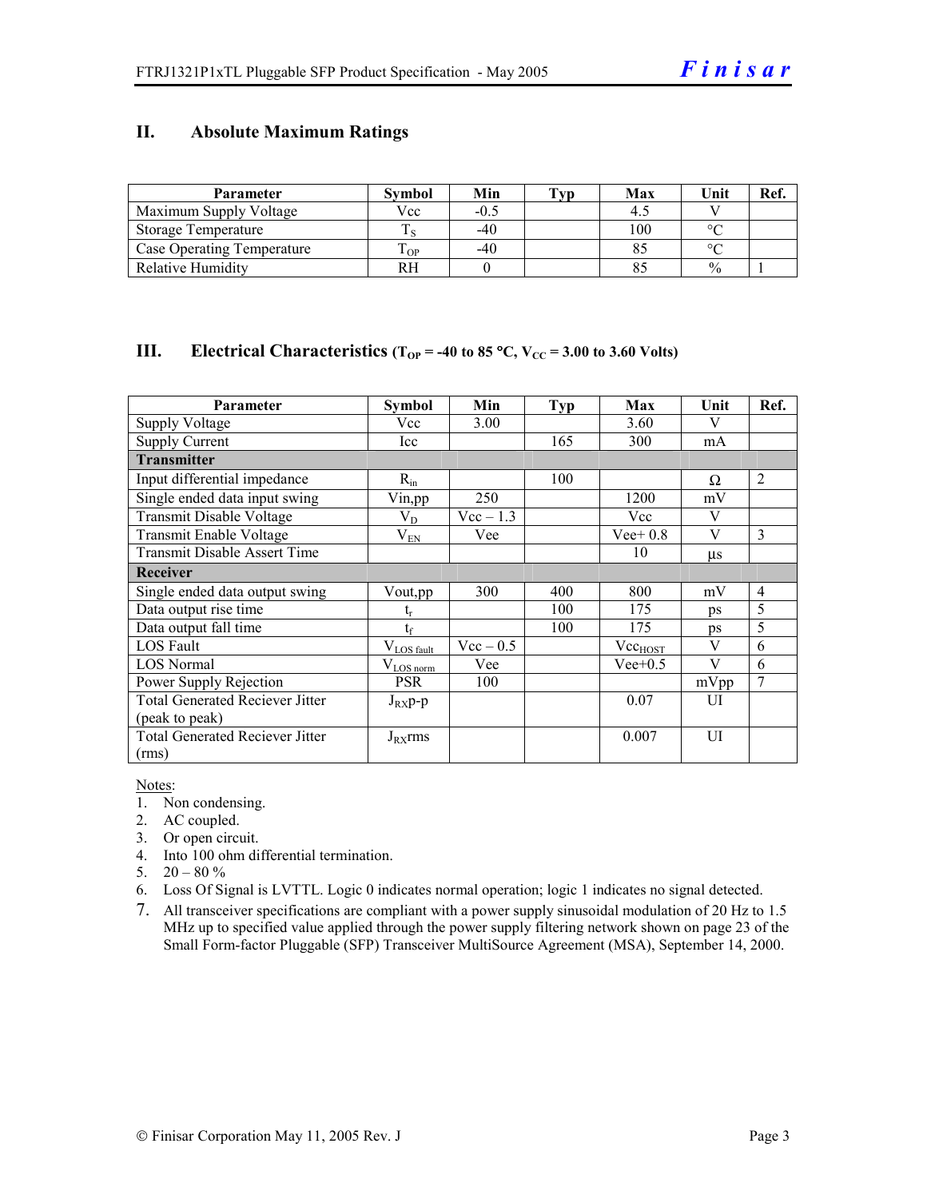## II. Absolute Maximum Ratings

| Parameter | Symbol | Min | Typ | Max | Unit | Ref. |
|---|---|---|---|---|---|---|
| Maximum Supply Voltage | Vcc | -0.5 | | 4.5 | V | |
| Storage Temperature | $T_S$ | -40 | | 100 | °C | |
| Case Operating Temperature | $T_{OP}$ | -40 | | 85 | °C | |
| Relative Humidity | RH | 0 | | 85 | % | 1 |

## III. Electrical Characteristics ($T_{OP}$ = -40 to 85 °C, $V_{CC}$ = 3.00 to 3.60 Volts)

| Parameter | Symbol | Min | Typ | Max | Unit | Ref. |
|---|---|---|---|---|---|---|
| Supply Voltage | Vcc | 3.00 | | 3.60 | V | |
| Supply Current | Icc | | 165 | 300 | mA | |
| **Transmitter** | | | | | | |
| Input differential impedance | $R_{in}$ | | 100 | | Ω | 2 |
| Single ended data input swing | Vin,pp | 250 | | 1200 | mV | |
| Transmit Disable Voltage | $V_D$ | Vcc – 1.3 | | Vcc | V | |
| Transmit Enable Voltage | $V_{EN}$ | Vee | | Vee+ 0.8 | V | 3 |
| Transmit Disable Assert Time | | | | 10 | µs | |
| **Receiver** | | | | | | |
| Single ended data output swing | Vout,pp | 300 | 400 | 800 | mV | 4 |
| Data output rise time | $t_r$ | | 100 | 175 | ps | 5 |
| Data output fall time | $t_f$ | | 100 | 175 | ps | 5 |
| LOS Fault | $V_{LOS\ fault}$ | Vcc – 0.5 | | $Vcc_{HOST}$ | V | 6 |
| LOS Normal | $V_{LOS\ norm}$ | Vee | | Vee+0.5 | V | 6 |
| Power Supply Rejection | PSR | 100 | | | mVpp | 7 |
| Total Generated Reciever Jitter (peak to peak) | $J_{RX}$p-p | | | 0.07 | UI | |
| Total Generated Reciever Jitter (rms) | $J_{RX}$rms | | | 0.007 | UI | |

Notes:

1. Non condensing.
2. AC coupled.
3. Or open circuit.
4. Into 100 ohm differential termination.
5. 20 – 80 %
6. Loss Of Signal is LVTTL. Logic 0 indicates normal operation; logic 1 indicates no signal detected.
7. All transceiver specifications are compliant with a power supply sinusoidal modulation of 20 Hz to 1.5 MHz up to specified value applied through the power supply filtering network shown on page 23 of the Small Form-factor Pluggable (SFP) Transceiver MultiSource Agreement (MSA), September 14, 2000.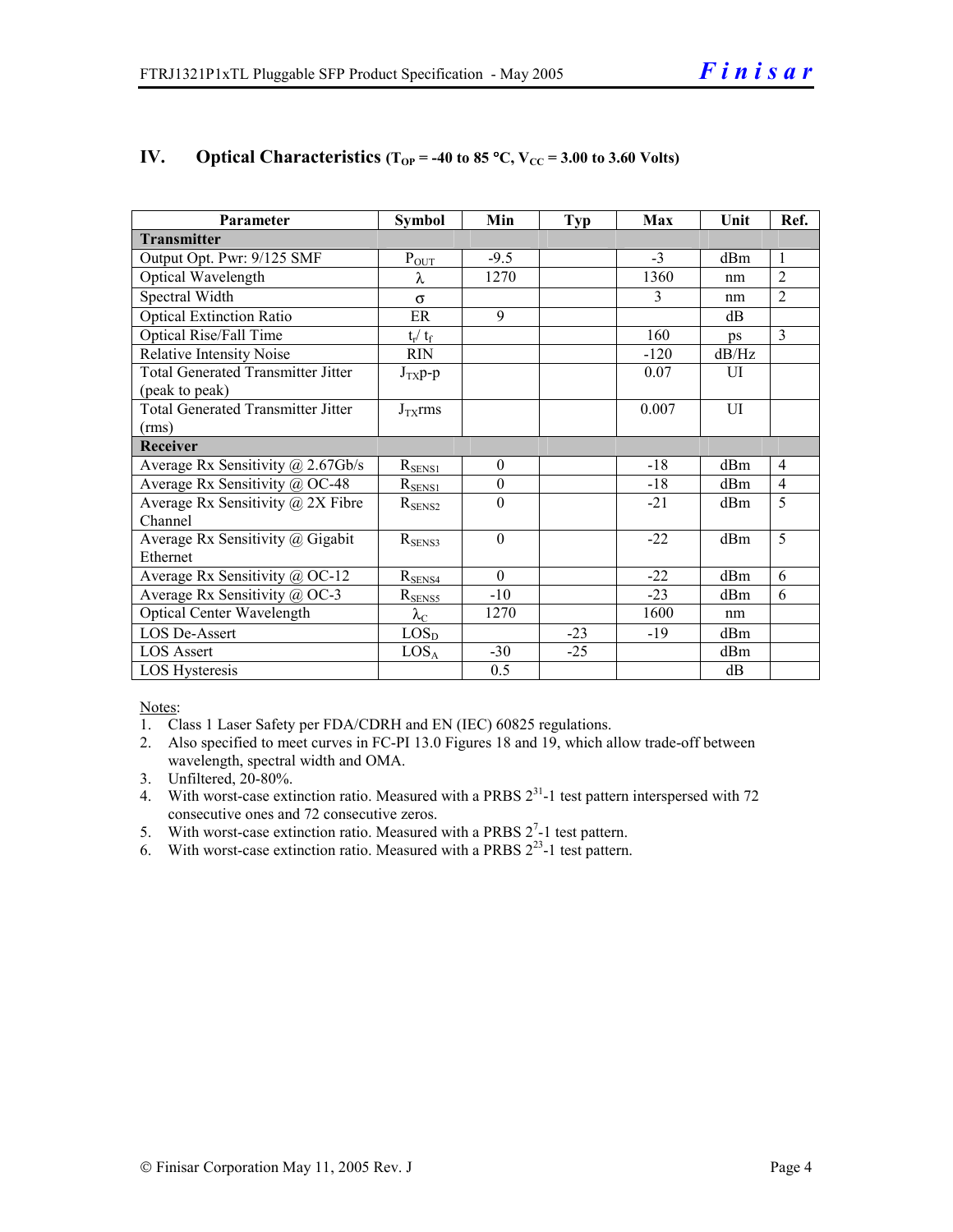## IV. Optical Characteristics ($T_{OP}$ = -40 to 85 °C, $V_{CC}$ = 3.00 to 3.60 Volts)

| Parameter | Symbol | Min | Typ | Max | Unit | Ref. |
|---|---|---|---|---|---|---|
| **Transmitter** | | | | | | |
| Output Opt. Pwr: 9/125 SMF | $P_{OUT}$ | -9.5 | | -3 | dBm | 1 |
| Optical Wavelength | $\lambda$ | 1270 | | 1360 | nm | 2 |
| Spectral Width | $\sigma$ | | | 3 | nm | 2 |
| Optical Extinction Ratio | ER | 9 | | | dB | |
| Optical Rise/Fall Time | $t_r / t_f$ | | | 160 | ps | 3 |
| Relative Intensity Noise | RIN | | | -120 | dB/Hz | |
| Total Generated Transmitter Jitter (peak to peak) | $J_{TX}$p-p | | | 0.07 | UI | |
| Total Generated Transmitter Jitter (rms) | $J_{TX}$rms | | | 0.007 | UI | |
| **Receiver** | | | | | | |
| Average Rx Sensitivity @ 2.67Gb/s | $R_{SENS1}$ | 0 | | -18 | dBm | 4 |
| Average Rx Sensitivity @ OC-48 | $R_{SENS1}$ | 0 | | -18 | dBm | 4 |
| Average Rx Sensitivity @ 2X Fibre Channel | $R_{SENS2}$ | 0 | | -21 | dBm | 5 |
| Average Rx Sensitivity @ Gigabit Ethernet | $R_{SENS3}$ | 0 | | -22 | dBm | 5 |
| Average Rx Sensitivity @ OC-12 | $R_{SENS4}$ | 0 | | -22 | dBm | 6 |
| Average Rx Sensitivity @ OC-3 | $R_{SENS5}$ | -10 | | -23 | dBm | 6 |
| Optical Center Wavelength | $\lambda_C$ | 1270 | | 1600 | nm | |
| LOS De-Assert | $LOS_D$ | | -23 | -19 | dBm | |
| LOS Assert | $LOS_A$ | -30 | -25 | | dBm | |
| LOS Hysteresis | | 0.5 | | | dB | |

Notes:

1. Class 1 Laser Safety per FDA/CDRH and EN (IEC) 60825 regulations.
2. Also specified to meet curves in FC-PI 13.0 Figures 18 and 19, which allow trade-off between wavelength, spectral width and OMA.
3. Unfiltered, 20-80%.
4. With worst-case extinction ratio. Measured with a PRBS $2^{31}$-1 test pattern interspersed with 72 consecutive ones and 72 consecutive zeros.
5. With worst-case extinction ratio. Measured with a PRBS $2^{7}$-1 test pattern.
6. With worst-case extinction ratio. Measured with a PRBS $2^{23}$-1 test pattern.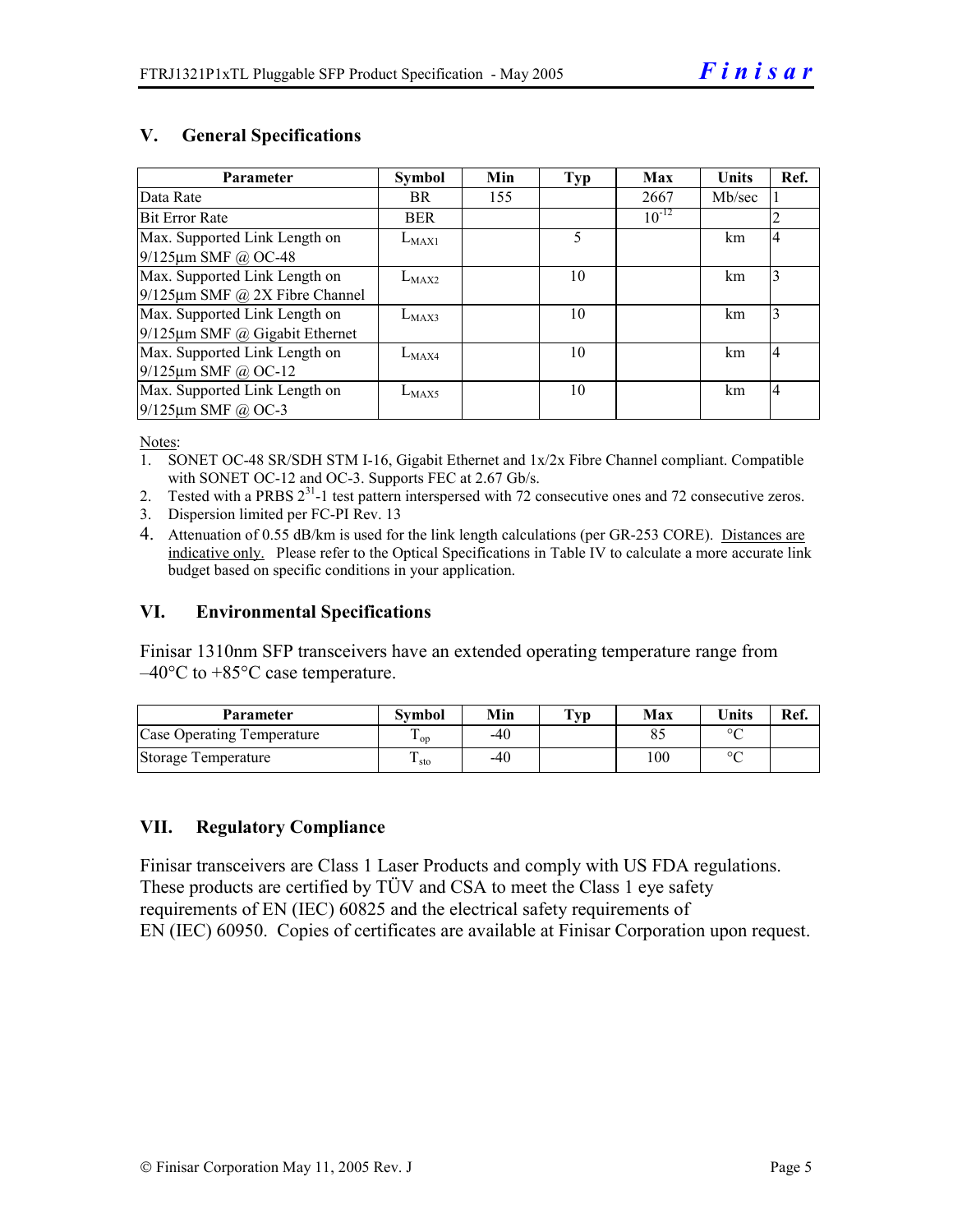## V. General Specifications

| Parameter | Symbol | Min | Typ | Max | Units | Ref. |
|---|---|---|---|---|---|---|
| Data Rate | BR | 155 | | 2667 | Mb/sec | 1 |
| Bit Error Rate | BER | | | $10^{-12}$ | | 2 |
| Max. Supported Link Length on 9/125µm SMF @ OC-48 | $L_{MAX1}$ | | 5 | | km | 4 |
| Max. Supported Link Length on 9/125µm SMF @ 2X Fibre Channel | $L_{MAX2}$ | | 10 | | km | 3 |
| Max. Supported Link Length on 9/125µm SMF @ Gigabit Ethernet | $L_{MAX3}$ | | 10 | | km | 3 |
| Max. Supported Link Length on 9/125µm SMF @ OC-12 | $L_{MAX4}$ | | 10 | | km | 4 |
| Max. Supported Link Length on 9/125µm SMF @ OC-3 | $L_{MAX5}$ | | 10 | | km | 4 |

Notes:

1. SONET OC-48 SR/SDH STM I-16, Gigabit Ethernet and 1x/2x Fibre Channel compliant. Compatible with SONET OC-12 and OC-3. Supports FEC at 2.67 Gb/s.
2. Tested with a PRBS $2^{31}$-1 test pattern interspersed with 72 consecutive ones and 72 consecutive zeros.
3. Dispersion limited per FC-PI Rev. 13
4. Attenuation of 0.55 dB/km is used for the link length calculations (per GR-253 CORE). Distances are indicative only. Please refer to the Optical Specifications in Table IV to calculate a more accurate link budget based on specific conditions in your application.

## VI. Environmental Specifications

Finisar 1310nm SFP transceivers have an extended operating temperature range from –40°C to +85°C case temperature.

| Parameter | Symbol | Min | Typ | Max | Units | Ref. |
|---|---|---|---|---|---|---|
| Case Operating Temperature | $T_{op}$ | -40 | | 85 | °C | |
| Storage Temperature | $T_{sto}$ | -40 | | 100 | °C | |

## VII. Regulatory Compliance

Finisar transceivers are Class 1 Laser Products and comply with US FDA regulations. These products are certified by TÜV and CSA to meet the Class 1 eye safety requirements of EN (IEC) 60825 and the electrical safety requirements of EN (IEC) 60950. Copies of certificates are available at Finisar Corporation upon request.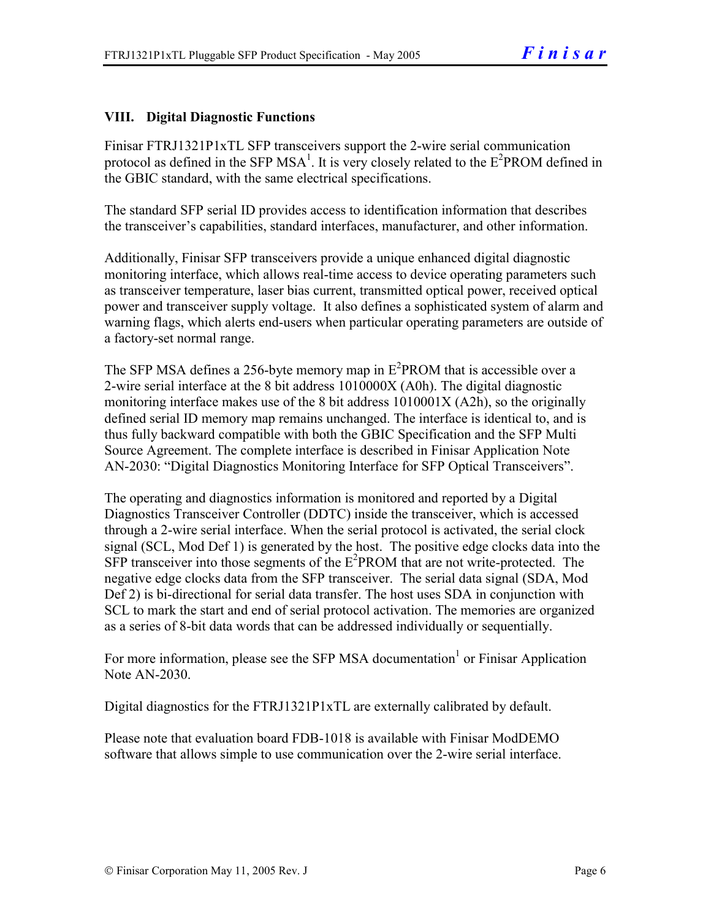## VIII. Digital Diagnostic Functions

Finisar FTRJ1321P1xTL SFP transceivers support the 2-wire serial communication protocol as defined in the SFP MSA[1]. It is very closely related to the $E^2PROM$ defined in the GBIC standard, with the same electrical specifications.

The standard SFP serial ID provides access to identification information that describes the transceiver's capabilities, standard interfaces, manufacturer, and other information.

Additionally, Finisar SFP transceivers provide a unique enhanced digital diagnostic monitoring interface, which allows real-time access to device operating parameters such as transceiver temperature, laser bias current, transmitted optical power, received optical power and transceiver supply voltage. It also defines a sophisticated system of alarm and warning flags, which alerts end-users when particular operating parameters are outside of a factory-set normal range.

The SFP MSA defines a 256-byte memory map in $E^2PROM$ that is accessible over a 2-wire serial interface at the 8 bit address 1010000X (A0h). The digital diagnostic monitoring interface makes use of the 8 bit address 1010001X (A2h), so the originally defined serial ID memory map remains unchanged. The interface is identical to, and is thus fully backward compatible with both the GBIC Specification and the SFP Multi Source Agreement. The complete interface is described in Finisar Application Note AN-2030: "Digital Diagnostics Monitoring Interface for SFP Optical Transceivers".

The operating and diagnostics information is monitored and reported by a Digital Diagnostics Transceiver Controller (DDTC) inside the transceiver, which is accessed through a 2-wire serial interface. When the serial protocol is activated, the serial clock signal (SCL, Mod Def 1) is generated by the host. The positive edge clocks data into the SFP transceiver into those segments of the $E^2PROM$ that are not write-protected. The negative edge clocks data from the SFP transceiver. The serial data signal (SDA, Mod Def 2) is bi-directional for serial data transfer. The host uses SDA in conjunction with SCL to mark the start and end of serial protocol activation. The memories are organized as a series of 8-bit data words that can be addressed individually or sequentially.

For more information, please see the SFP MSA documentation[1] or Finisar Application Note AN-2030.

Digital diagnostics for the FTRJ1321P1xTL are externally calibrated by default.

Please note that evaluation board FDB-1018 is available with Finisar ModDEMO software that allows simple to use communication over the 2-wire serial interface.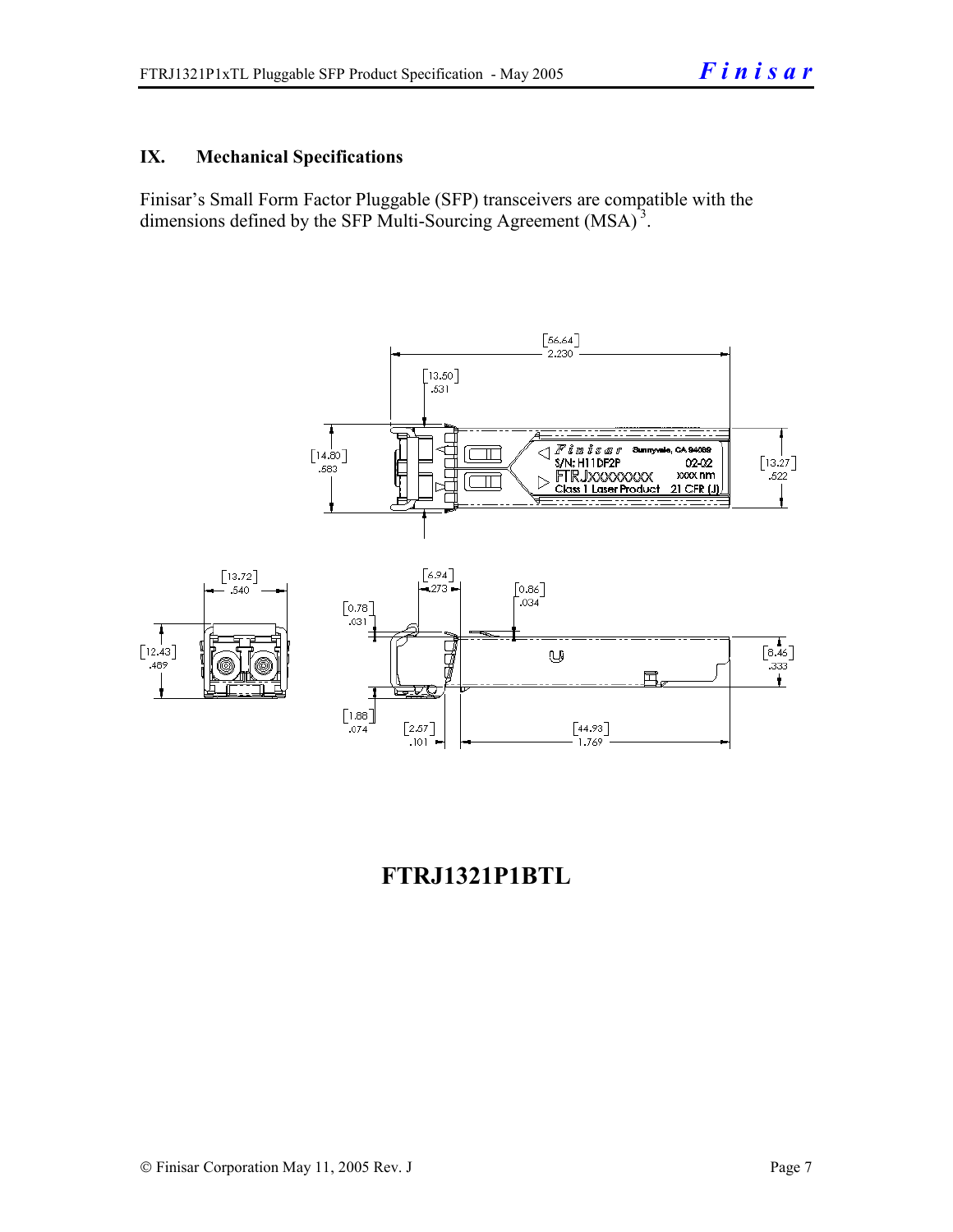## IX. Mechanical Specifications

Finisar's Small Form Factor Pluggable (SFP) transceivers are compatible with the dimensions defined by the SFP Multi-Sourcing Agreement (MSA)[3].

**FTRJ1321P1BTL**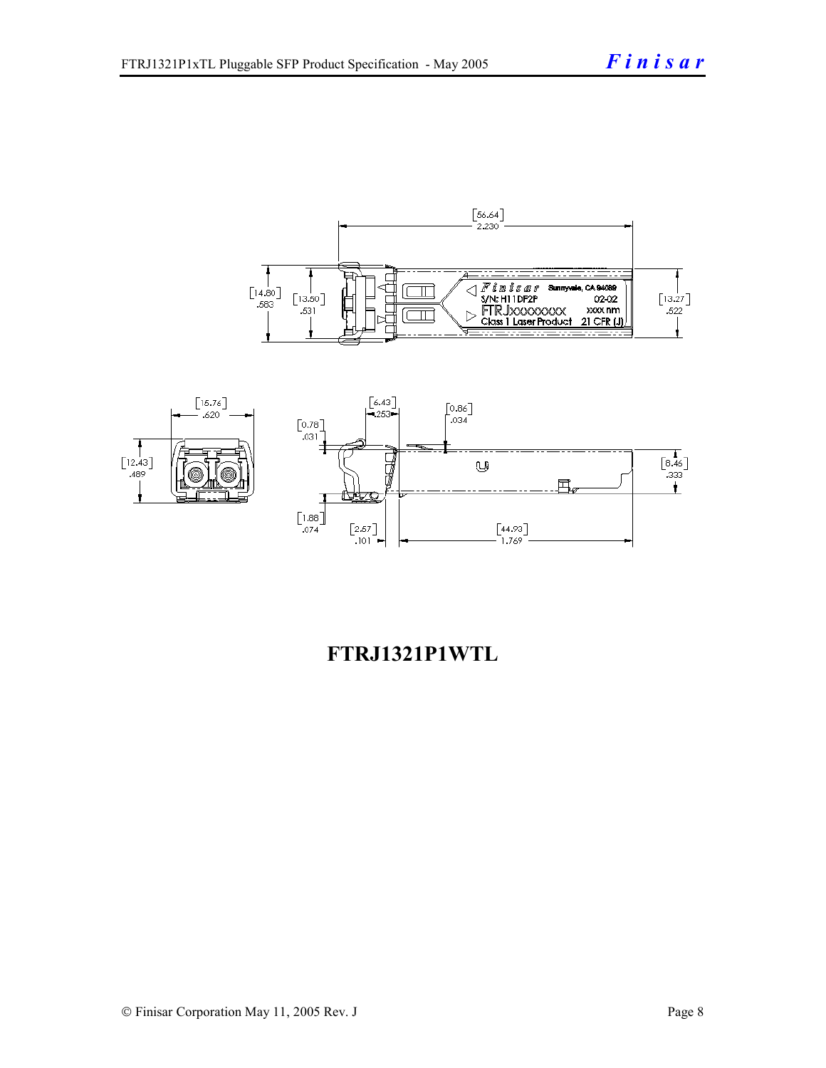**FTRJ1321P1WTL**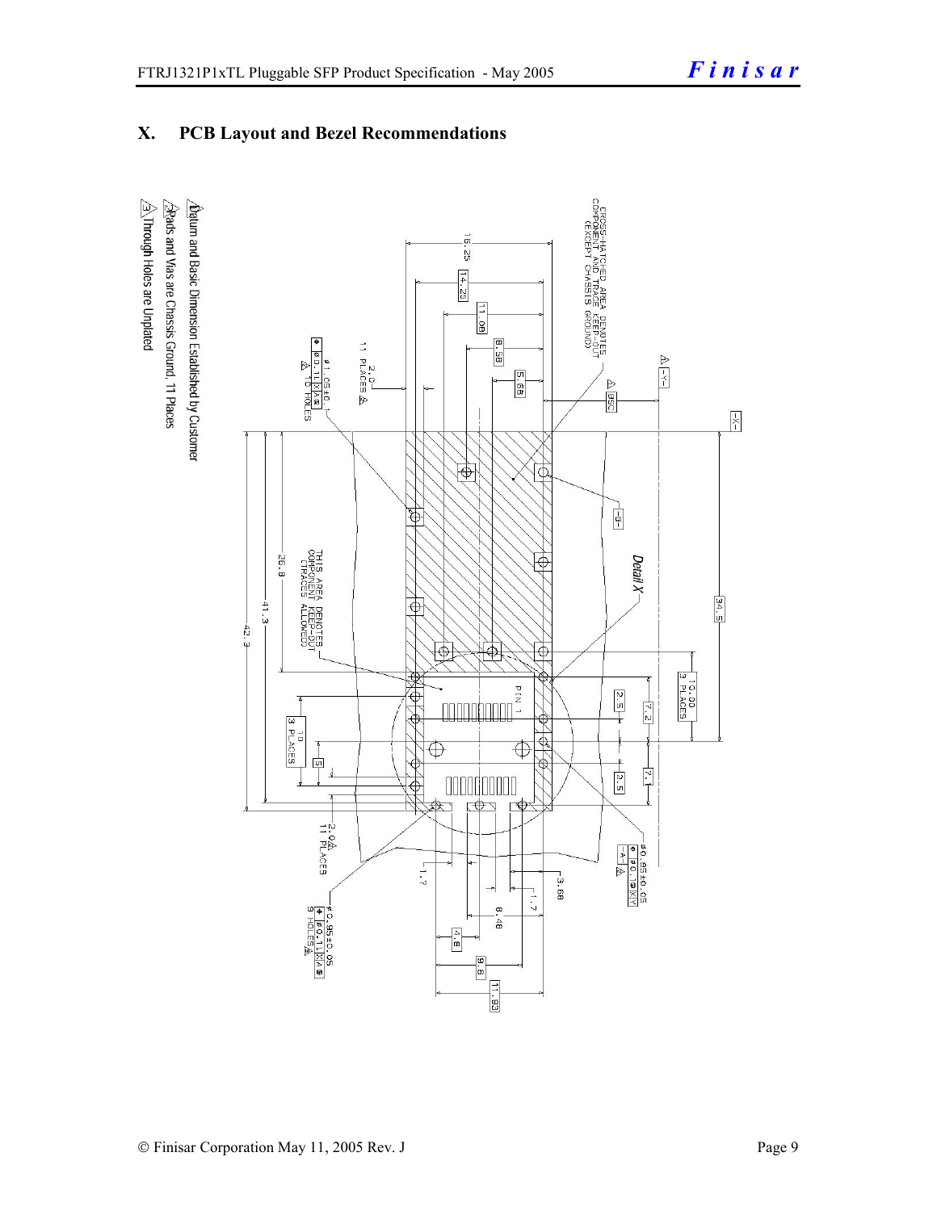## X. PCB Layout and Bezel Recommendations

CROSS-HATCHED AREA DENOTES COMPONENT AND TRACE KEEP-OUT (EXCEPT CHASSIS GROUND)

THIS AREA DENOTES COMPONENT KEEP-OUT (TRACES ALLOWED)

Detail X

PIN 1

1. Datum and Basic Dimension Established by Customer
2. Pads and Vias are Chassis Ground, 11 Places
3. Through Holes are Unplated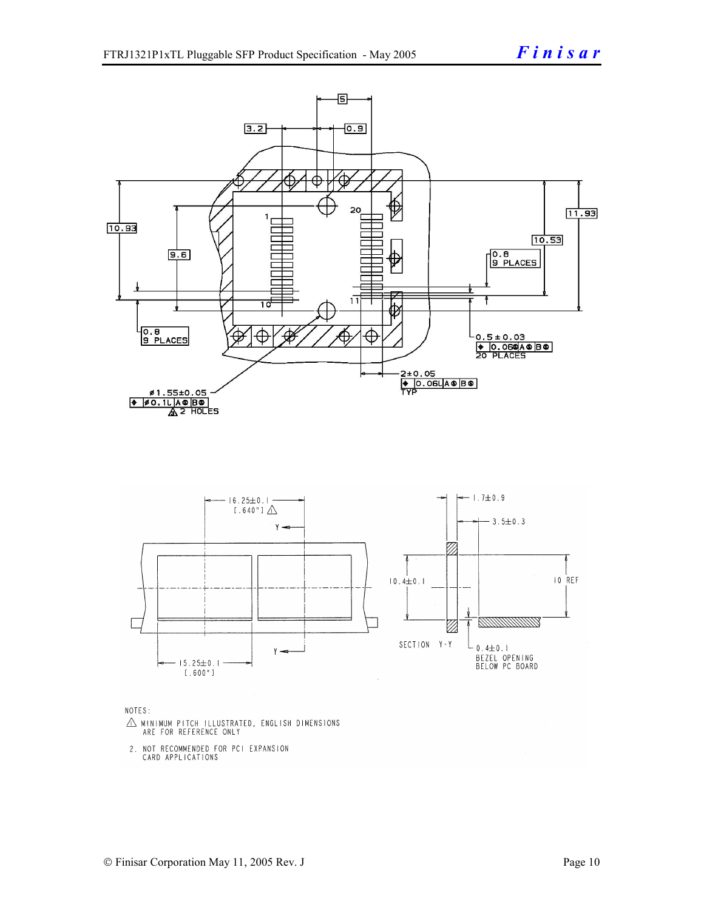NOTES:

⚠ MINIMUM PITCH ILLUSTRATED, ENGLISH DIMENSIONS ARE FOR REFERENCE ONLY

2. NOT RECOMMENDED FOR PCI EXPANSION CARD APPLICATIONS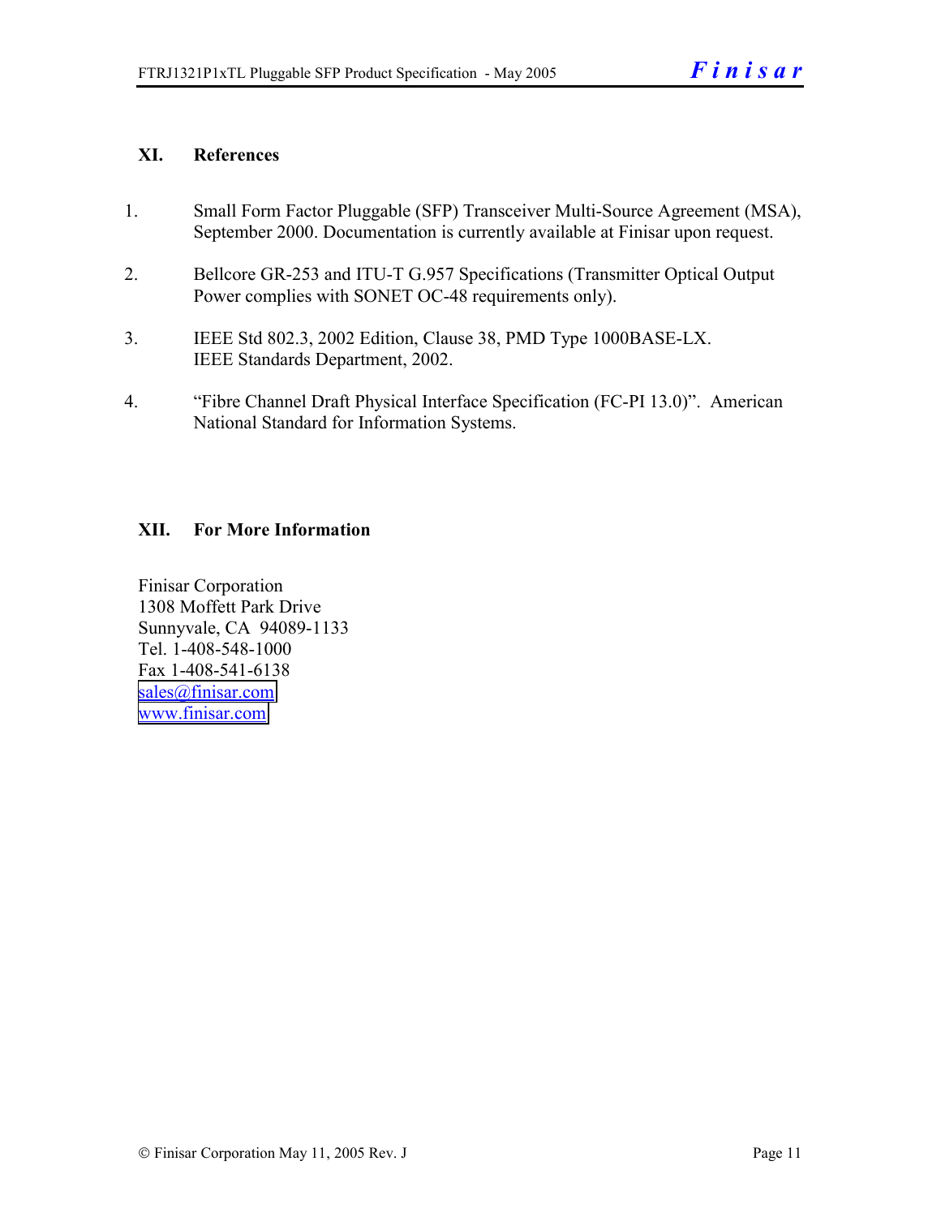## XI. References

1. Small Form Factor Pluggable (SFP) Transceiver Multi-Source Agreement (MSA), September 2000. Documentation is currently available at Finisar upon request.

2. Bellcore GR-253 and ITU-T G.957 Specifications (Transmitter Optical Output Power complies with SONET OC-48 requirements only).

3. IEEE Std 802.3, 2002 Edition, Clause 38, PMD Type 1000BASE-LX. IEEE Standards Department, 2002.

4. "Fibre Channel Draft Physical Interface Specification (FC-PI 13.0)". American National Standard for Information Systems.

## XII. For More Information

Finisar Corporation
1308 Moffett Park Drive
Sunnyvale, CA 94089-1133
Tel. 1-408-548-1000
Fax 1-408-541-6138
sales@finisar.com
www.finisar.com